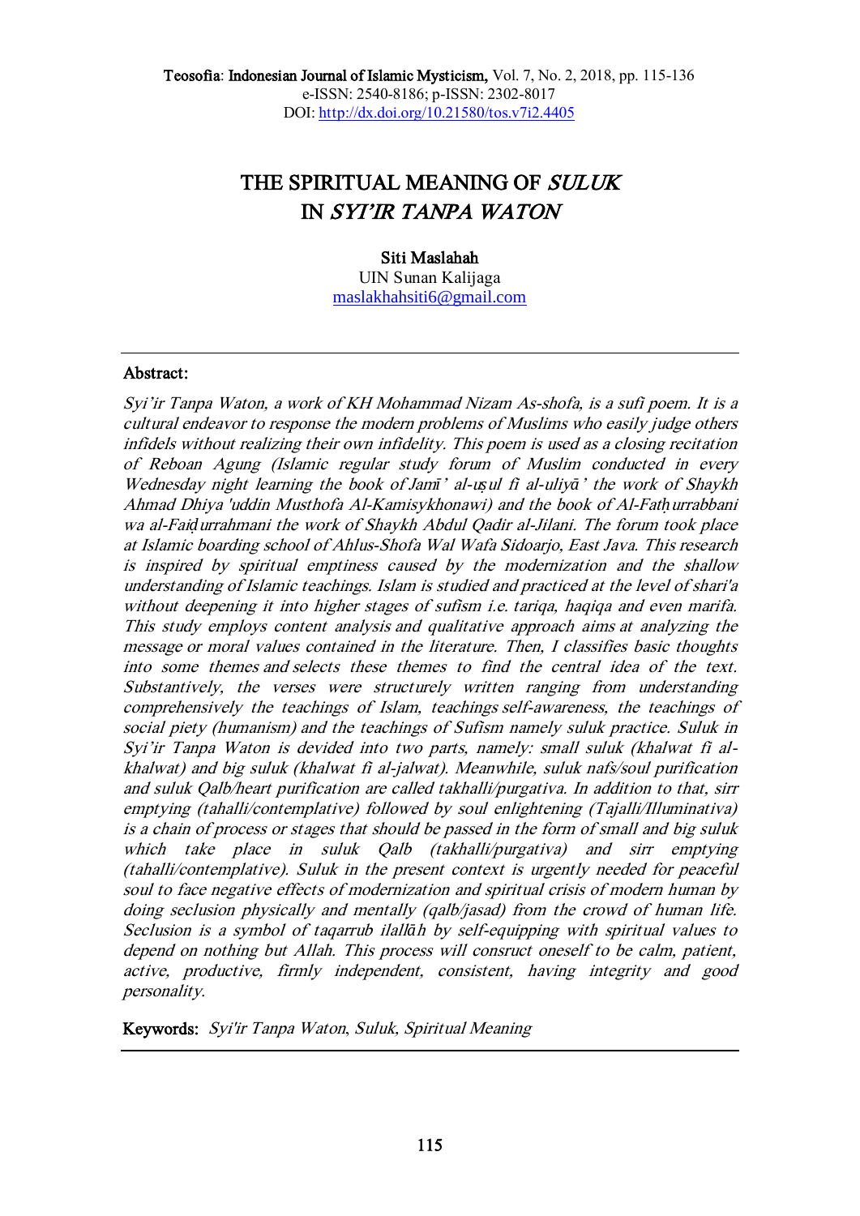# THE SPIRITUAL MEANING OF *SULUK* IN *SYI'IR TANPA WATON*

**Siti Maslahah**
UIN Sunan Kalijaga
maslakhahsiti6@gmail.com

---

**Abstract:**

*Syi'ir Tanpa Waton, a work of KH Mohammad Nizam As-shofa, is a sufi poem. It is a cultural endeavor to response the modern problems of Muslims who easily judge others infidels without realizing their own infidelity. This poem is used as a closing recitation of Reboan Agung (Islamic regular study forum of Muslim conducted in every Wednesday night learning the book of Jamī' al-uṣul fi al-uliyā' the work of Shaykh Ahmad Dhiya 'uddin Musthofa Al-Kamisykhonawi) and the book of Al-Fatḥurrabbani wa al-Faiḍurrahmani the work of Shaykh Abdul Qadir al-Jilani. The forum took place at Islamic boarding school of Ahlus-Shofa Wal Wafa Sidoarjo, East Java. This research is inspired by spiritual emptiness caused by the modernization and the shallow understanding of Islamic teachings. Islam is studied and practiced at the level of shari'a without deepening it into higher stages of sufism i.e. tariqa, haqiqa and even marifa. This study employs content analysis and qualitative approach aims at analyzing the message or moral values contained in the literature. Then, I classifies basic thoughts into some themes and selects these themes to find the central idea of the text. Substantively, the verses were structurely written ranging from understanding comprehensively the teachings of Islam, teachings self-awareness, the teachings of social piety (humanism) and the teachings of Sufism namely suluk practice. Suluk in Syi'ir Tanpa Waton is devided into two parts, namely: small suluk (khalwat fi al-khalwat) and big suluk (khalwat fi al-jalwat). Meanwhile, suluk nafs/soul purification and suluk Qalb/heart purification are called takhalli/purgativa. In addition to that, sirr emptying (tahalli/contemplative) followed by soul enlightening (Tajalli/Illuminativa) is a chain of process or stages that should be passed in the form of small and big suluk which take place in suluk Qalb (takhalli/purgativa) and sirr emptying (tahalli/contemplative). Suluk in the present context is urgently needed for peaceful soul to face negative effects of modernization and spiritual crisis of modern human by doing seclusion physically and mentally (qalb/jasad) from the crowd of human life. Seclusion is a symbol of taqarrub ilallāh by self-equipping with spiritual values to depend on nothing but Allah. This process will consruct oneself to be calm, patient, active, productive, firmly independent, consistent, having integrity and good personality.*

**Keywords:** *Syi'ir Tanpa Waton, Suluk, Spiritual Meaning*

---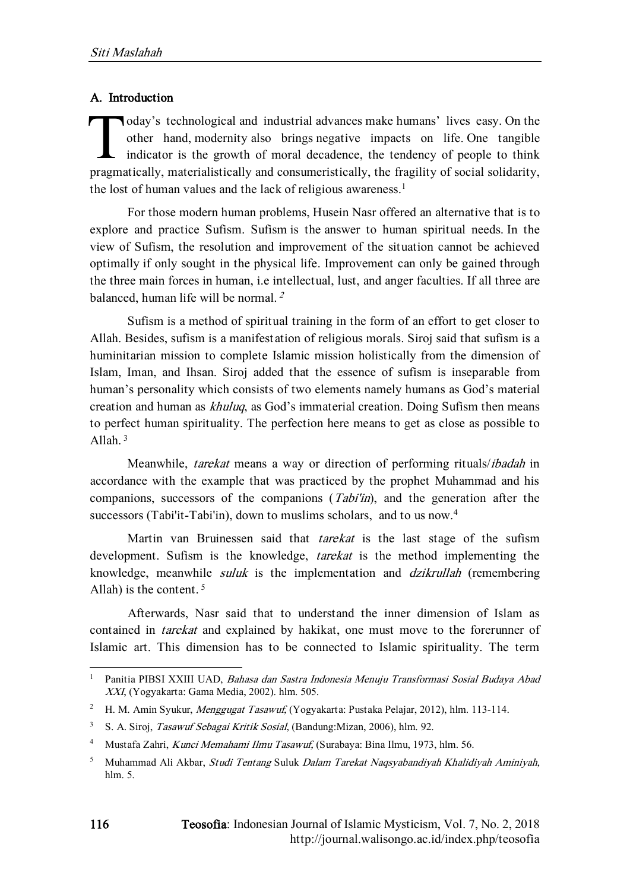## A. Introduction

Today's technological and industrial advances make humans' lives easy. On the other hand, modernity also brings negative impacts on life. One tangible indicator is the growth of moral decadence, the tendency of people to think pragmatically, materialistically and consumeristically, the fragility of social solidarity, the lost of human values and the lack of religious awareness.[1]

For those modern human problems, Husein Nasr offered an alternative that is to explore and practice Sufism. Sufism is the answer to human spiritual needs. In the view of Sufism, the resolution and improvement of the situation cannot be achieved optimally if only sought in the physical life. Improvement can only be gained through the three main forces in human, i.e intellectual, lust, and anger faculties. If all three are balanced, human life will be normal. [2]

Sufism is a method of spiritual training in the form of an effort to get closer to Allah. Besides, sufism is a manifestation of religious morals. Siroj said that sufism is a huminitarian mission to complete Islamic mission holistically from the dimension of Islam, Iman, and Ihsan. Siroj added that the essence of sufism is inseparable from human's personality which consists of two elements namely humans as God's material creation and human as *khuluq*, as God's immaterial creation. Doing Sufism then means to perfect human spirituality. The perfection here means to get as close as possible to Allah. [3]

Meanwhile, *tarekat* means a way or direction of performing rituals/*ibadah* in accordance with the example that was practiced by the prophet Muhammad and his companions, successors of the companions (*Tabi'in*), and the generation after the successors (Tabi'it-Tabi'in), down to muslims scholars, and to us now.[4]

Martin van Bruinessen said that *tarekat* is the last stage of the sufism development. Sufism is the knowledge, *tarekat* is the method implementing the knowledge, meanwhile *suluk* is the implementation and *dzikrullah* (remembering Allah) is the content. [5]

Afterwards, Nasr said that to understand the inner dimension of Islam as contained in *tarekat* and explained by hakikat, one must move to the forerunner of Islamic art. This dimension has to be connected to Islamic spirituality. The term

---

[1] Panitia PIBSI XXIII UAD, *Bahasa dan Sastra Indonesia Menuju Transformasi Sosial Budaya Abad XXI*, (Yogyakarta: Gama Media, 2002). hlm. 505.

[2] H. M. Amin Syukur, *Menggugat Tasawuf,* (Yogyakarta: Pustaka Pelajar, 2012), hlm. 113-114.

[3] S. A. Siroj, *Tasawuf Sebagai Kritik Sosial*, (Bandung:Mizan, 2006), hlm. 92.

[4] Mustafa Zahri, *Kunci Memahami Ilmu Tasawuf,* (Surabaya: Bina Ilmu, 1973, hlm. 56.

[5] Muhammad Ali Akbar, *Studi Tentang* Suluk *Dalam Tarekat Naqsyabandiyah Khalidiyah Aminiyah,* hlm. 5.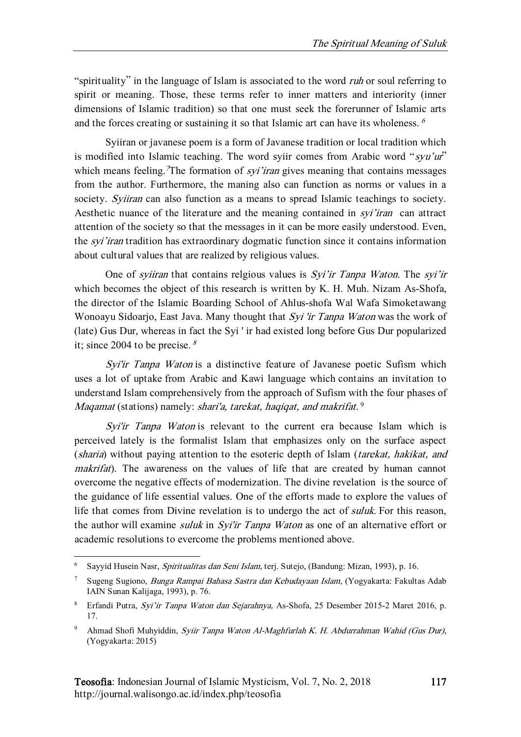"spirituality" in the language of Islam is associated to the word *ruh* or soul referring to spirit or meaning. Those, these terms refer to inner matters and interiority (inner dimensions of Islamic tradition) so that one must seek the forerunner of Islamic arts and the forces creating or sustaining it so that Islamic art can have its wholeness. [6]

Syiiran or javanese poem is a form of Javanese tradition or local tradition which is modified into Islamic teaching. The word syiir comes from Arabic word "*syu'ur*" which means feeling.[7]The formation of *syi'iran* gives meaning that contains messages from the author. Furthermore, the maning also can function as norms or values in a society. *Syiiran* can also function as a means to spread Islamic teachings to society. Aesthetic nuance of the literature and the meaning contained in *syi'iran* can attract attention of the society so that the messages in it can be more easily understood. Even, the *syi'iran* tradition has extraordinary dogmatic function since it contains information about cultural values that are realized by religious values.

One of *syiiran* that contains relgious values is *Syi'ir Tanpa Waton*. The *syi'ir* which becomes the object of this research is written by K. H. Muh. Nizam As-Shofa, the director of the Islamic Boarding School of Ahlus-shofa Wal Wafa Simoketawang Wonoayu Sidoarjo, East Java. Many thought that *Syi 'ir Tanpa Waton* was the work of (late) Gus Dur, whereas in fact the Syi ' ir had existed long before Gus Dur popularized it; since 2004 to be precise. [8]

*Syi'ir Tanpa Waton* is a distinctive feature of Javanese poetic Sufism which uses a lot of uptake from Arabic and Kawi language which contains an invitation to understand Islam comprehensively from the approach of Sufism with the four phases of *Maqamat* (stations) namely: *shari'a, tarekat, haqiqat, and makrifat*. [9]

*Syi'ir Tanpa Waton* is relevant to the current era because Islam which is perceived lately is the formalist Islam that emphasizes only on the surface aspect (*sharia*) without paying attention to the esoteric depth of Islam (*tarekat, hakikat, and makrifat*). The awareness on the values of life that are created by human cannot overcome the negative effects of modernization. The divine revelation is the source of the guidance of life essential values. One of the efforts made to explore the values of life that comes from Divine revelation is to undergo the act of *suluk*. For this reason, the author will examine *suluk* in *Syi'ir Tanpa Waton* as one of an alternative effort or academic resolutions to overcome the problems mentioned above.

---

[6] Sayyid Husein Nasr, *Spiritualitas dan Seni Islam*, terj. Sutejo, (Bandung: Mizan, 1993), p. 16.

[7] Sugeng Sugiono, *Bunga Rampai Bahasa Sastra dan Kebudayaan Islam*, (Yogyakarta: Fakultas Adab IAIN Sunan Kalijaga, 1993), p. 76.

[8] Erfandi Putra, *Syi'ir Tanpa Waton dan Sejarahnya*, As-Shofa, 25 Desember 2015-2 Maret 2016, p. 17.

[9] Ahmad Shofi Muhyiddin, *Syiir Tanpa Waton Al-Maghfurlah K. H. Abdurrahman Wahid (Gus Dur)*, (Yogyakarta: 2015)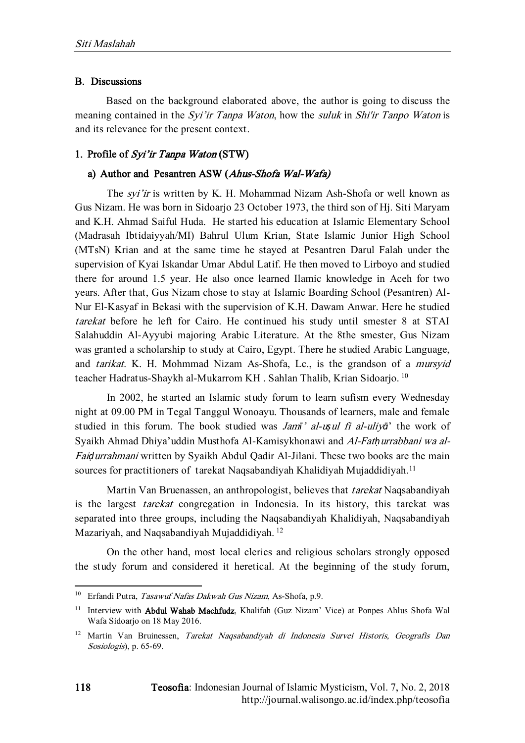## B. Discussions

Based on the background elaborated above, the author is going to discuss the meaning contained in the *Syi'ir Tanpa Waton*, how the *suluk* in *Shi'ir Tanpo Waton* is and its relevance for the present context.

### 1. Profile of *Syi'ir Tanpa Waton* (STW)

#### a) Author and Pesantren ASW (*Ahus-Shofa Wal-Wafa)*

The *syi'ir* is written by K. H. Mohammad Nizam Ash-Shofa or well known as Gus Nizam. He was born in Sidoarjo 23 October 1973, the third son of Hj. Siti Maryam and K.H. Ahmad Saiful Huda. He started his education at Islamic Elementary School (Madrasah Ibtidaiyyah/MI) Bahrul Ulum Krian, State Islamic Junior High School (MTsN) Krian and at the same time he stayed at Pesantren Darul Falah under the supervision of Kyai Iskandar Umar Abdul Latif. He then moved to Lirboyo and studied there for around 1.5 year. He also once learned Ilamic knowledge in Aceh for two years. After that, Gus Nizam chose to stay at Islamic Boarding School (Pesantren) Al-Nur El-Kasyaf in Bekasi with the supervision of K.H. Dawam Anwar. Here he studied *tarekat* before he left for Cairo. He continued his study until smester 8 at STAI Salahuddin Al-Ayyubi majoring Arabic Literature. At the 8the smester, Gus Nizam was granted a scholarship to study at Cairo, Egypt. There he studied Arabic Language, and *tarikat*. K. H. Mohmmad Nizam As-Shofa, Lc., is the grandson of a *mursyid* teacher Hadratus-Shaykh al-Mukarrom KH . Sahlan Thalib, Krian Sidoarjo. [10]

In 2002, he started an Islamic study forum to learn sufism every Wednesday night at 09.00 PM in Tegal Tanggul Wonoayu. Thousands of learners, male and female studied in this forum. The book studied was *Jamī' al-uṣul fi al-uliyā*' the work of Syaikh Ahmad Dhiya'uddin Musthofa Al-Kamisykhonawi and *Al-Fatḥurrabbani wa al-Faiḍurrahmani* written by Syaikh Abdul Qadir Al-Jilani. These two books are the main sources for practitioners of tarekat Naqsabandiyah Khalidiyah Mujaddidiyah.[11]

Martin Van Bruenassen, an anthropologist, believes that *tarekat* Naqsabandiyah is the largest *tarekat* congregation in Indonesia. In its history, this tarekat was separated into three groups, including the Naqsabandiyah Khalidiyah, Naqsabandiyah Mazariyah, and Naqsabandiyah Mujaddidiyah. [12]

On the other hand, most local clerics and religious scholars strongly opposed the study forum and considered it heretical. At the beginning of the study forum,

---

[10] Erfandi Putra, *Tasawuf Nafas Dakwah Gus Nizam*, As-Shofa, p.9.

[11] Interview with **Abdul Wahab Machfudz**, Khalifah (Guz Nizam' Vice) at Ponpes Ahlus Shofa Wal Wafa Sidoarjo on 18 May 2016.

[12] Martin Van Bruinessen, *Tarekat Naqsabandiyah di Indonesia Survei Historis, Geografis Dan Sosiologis*), p. 65-69.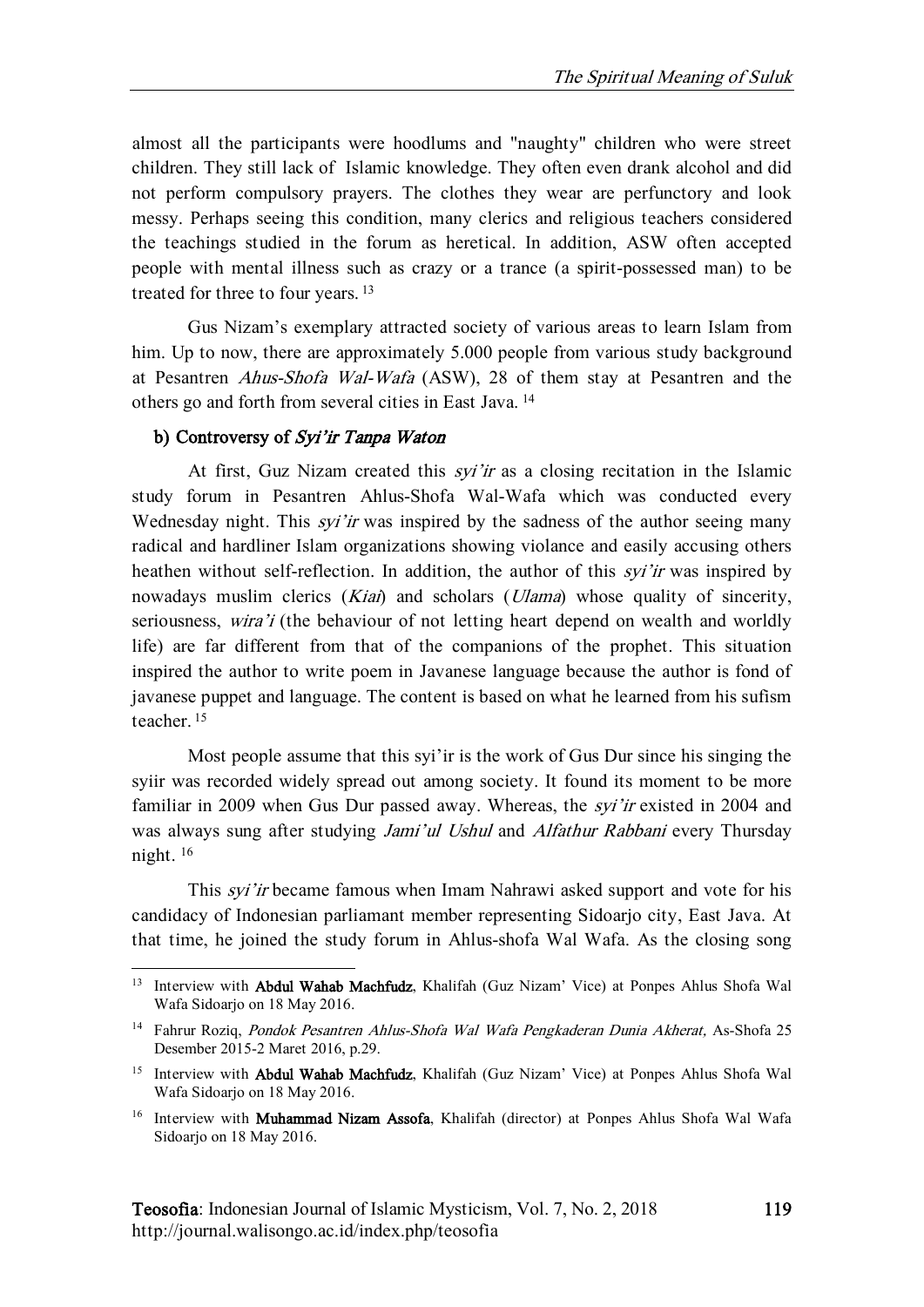almost all the participants were hoodlums and "naughty" children who were street children. They still lack of Islamic knowledge. They often even drank alcohol and did not perform compulsory prayers. The clothes they wear are perfunctory and look messy. Perhaps seeing this condition, many clerics and religious teachers considered the teachings studied in the forum as heretical. In addition, ASW often accepted people with mental illness such as crazy or a trance (a spirit-possessed man) to be treated for three to four years. [13]

Gus Nizam's exemplary attracted society of various areas to learn Islam from him. Up to now, there are approximately 5.000 people from various study background at Pesantren *Ahus-Shofa Wal-Wafa* (ASW), 28 of them stay at Pesantren and the others go and forth from several cities in East Java. [14]

### b) Controversy of *Syi'ir Tanpa Waton*

At first, Guz Nizam created this *syi'ir* as a closing recitation in the Islamic study forum in Pesantren Ahlus-Shofa Wal-Wafa which was conducted every Wednesday night. This *syi'ir* was inspired by the sadness of the author seeing many radical and hardliner Islam organizations showing violance and easily accusing others heathen without self-reflection. In addition, the author of this *syi'ir* was inspired by nowadays muslim clerics (*Kiai*) and scholars (*Ulama*) whose quality of sincerity, seriousness, *wira'i* (the behaviour of not letting heart depend on wealth and worldly life) are far different from that of the companions of the prophet. This situation inspired the author to write poem in Javanese language because the author is fond of javanese puppet and language. The content is based on what he learned from his sufism teacher. [15]

Most people assume that this syi'ir is the work of Gus Dur since his singing the syiir was recorded widely spread out among society. It found its moment to be more familiar in 2009 when Gus Dur passed away. Whereas, the *syi'ir* existed in 2004 and was always sung after studying *Jami'ul Ushul* and *Alfathur Rabbani* every Thursday night. [16]

This *syi'ir* became famous when Imam Nahrawi asked support and vote for his candidacy of Indonesian parliamant member representing Sidoarjo city, East Java. At that time, he joined the study forum in Ahlus-shofa Wal Wafa. As the closing song

---

[13] Interview with **Abdul Wahab Machfudz**, Khalifah (Guz Nizam' Vice) at Ponpes Ahlus Shofa Wal Wafa Sidoarjo on 18 May 2016.

[14] Fahrur Roziq, *Pondok Pesantren Ahlus-Shofa Wal Wafa Pengkaderan Dunia Akherat,* As-Shofa 25 Desember 2015-2 Maret 2016, p.29.

[15] Interview with **Abdul Wahab Machfudz**, Khalifah (Guz Nizam' Vice) at Ponpes Ahlus Shofa Wal Wafa Sidoarjo on 18 May 2016.

[16] Interview with **Muhammad Nizam Assofa**, Khalifah (director) at Ponpes Ahlus Shofa Wal Wafa Sidoarjo on 18 May 2016.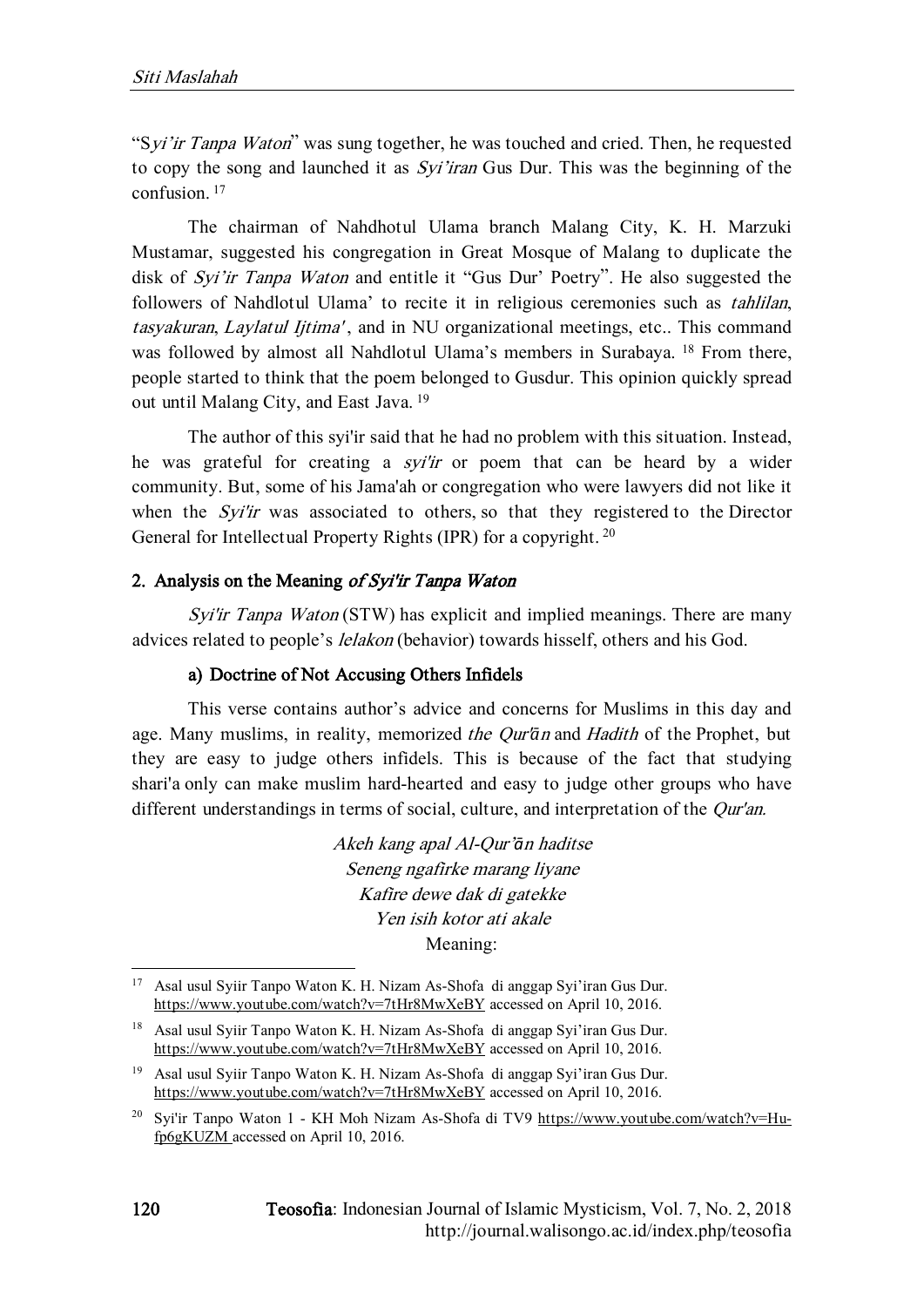"S*yi'ir Tanpa Waton*" was sung together, he was touched and cried. Then, he requested to copy the song and launched it as *Syi'iran* Gus Dur. This was the beginning of the confusion. [17]

The chairman of Nahdhotul Ulama branch Malang City, K. H. Marzuki Mustamar, suggested his congregation in Great Mosque of Malang to duplicate the disk of *Syi'ir Tanpa Waton* and entitle it "Gus Dur' Poetry". He also suggested the followers of Nahdlotul Ulama' to recite it in religious ceremonies such as *tahlilan*, *tasyakuran*, *Laylatul Ijtima'*, and in NU organizational meetings, etc.. This command was followed by almost all Nahdlotul Ulama's members in Surabaya. [18] From there, people started to think that the poem belonged to Gusdur. This opinion quickly spread out until Malang City, and East Java. [19]

The author of this syi'ir said that he had no problem with this situation. Instead, he was grateful for creating a *syi'ir* or poem that can be heard by a wider community. But, some of his Jama'ah or congregation who were lawyers did not like it when the *Syi'ir* was associated to others, so that they registered to the Director General for Intellectual Property Rights (IPR) for a copyright. [20]

### 2. Analysis on the Meaning *of Syi'ir Tanpa Waton*

*Syi'ir Tanpa Waton* (STW) has explicit and implied meanings. There are many advices related to people's *lelakon* (behavior) towards hisself, others and his God.

#### a) Doctrine of Not Accusing Others Infidels

This verse contains author's advice and concerns for Muslims in this day and age. Many muslims, in reality, memorized *the Qur'ān* and *Hadith* of the Prophet, but they are easy to judge others infidels. This is because of the fact that studying shari'a only can make muslim hard-hearted and easy to judge other groups who have different understandings in terms of social, culture, and interpretation of the *Qur'an*.

*Akeh kang apal Al-Qur'ān haditse*
*Seneng ngafirke marang liyane*
*Kafire dewe dak di gatekke*
*Yen isih kotor ati akale*
Meaning:

---

[17] Asal usul Syiir Tanpo Waton K. H. Nizam As-Shofa di anggap Syi'iran Gus Dur. https://www.youtube.com/watch?v=7tHr8MwXeBY accessed on April 10, 2016.

[18] Asal usul Syiir Tanpo Waton K. H. Nizam As-Shofa di anggap Syi'iran Gus Dur. https://www.youtube.com/watch?v=7tHr8MwXeBY accessed on April 10, 2016.

[19] Asal usul Syiir Tanpo Waton K. H. Nizam As-Shofa di anggap Syi'iran Gus Dur. https://www.youtube.com/watch?v=7tHr8MwXeBY accessed on April 10, 2016.

[20] Syi'ir Tanpo Waton 1 - KH Moh Nizam As-Shofa di TV9 https://www.youtube.com/watch?v=Hu-fp6gKUZM accessed on April 10, 2016.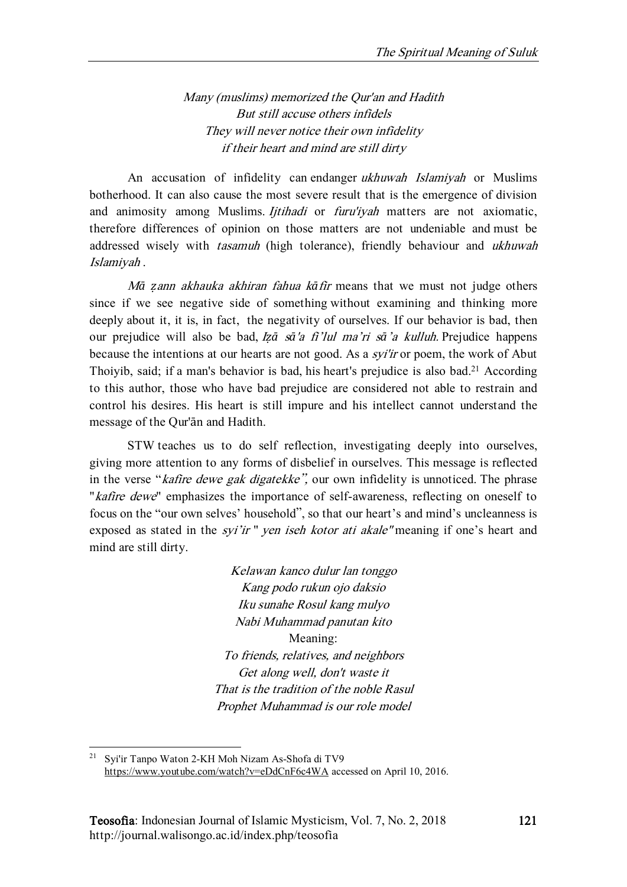*Many (muslims) memorized the Qur'an and Hadith*
*But still accuse others infidels*
*They will never notice their own infidelity*
*if their heart and mind are still dirty*

An accusation of infidelity can endanger *ukhuwah Islamiyah* or Muslims botherhood. It can also cause the most severe result that is the emergence of division and animosity among Muslims. *Ijtihadi* or *furu'iyah* matters are not axiomatic, therefore differences of opinion on those matters are not undeniable and must be addressed wisely with *tasamuh* (high tolerance), friendly behaviour and *ukhuwah Islamiyah* .

*Mā ẓann akhauka akhiran fahua kāfir* means that we must not judge others since if we see negative side of something without examining and thinking more deeply about it, it is, in fact, the negativity of ourselves. If our behavior is bad, then our prejudice will also be bad, *Iẓā sā'a fi'lul ma'ri sā'a kulluh*. Prejudice happens because the intentions at our hearts are not good. As a *syi'ir* or poem, the work of Abut Thoiyib, said; if a man's behavior is bad, his heart's prejudice is also bad.[21] According to this author, those who have bad prejudice are considered not able to restrain and control his desires. His heart is still impure and his intellect cannot understand the message of the Qur'ān and Hadith.

STW teaches us to do self reflection, investigating deeply into ourselves, giving more attention to any forms of disbelief in ourselves. This message is reflected in the verse "*kafire dewe gak digatekke*", our own infidelity is unnoticed. The phrase "*kafire dewe*" emphasizes the importance of self-awareness, reflecting on oneself to focus on the "our own selves' household", so that our heart's and mind's uncleanness is exposed as stated in the *syi'ir* " *yen iseh kotor ati akale"* meaning if one's heart and mind are still dirty.

*Kelawan kanco dulur lan tonggo*
*Kang podo rukun ojo daksio*
*Iku sunahe Rosul kang mulyo*
*Nabi Muhammad panutan kito*
Meaning:
*To friends, relatives, and neighbors*
*Get along well, don't waste it*
*That is the tradition of the noble Rasul*
*Prophet Muhammad is our role model*

---

[21] Syi'ir Tanpo Waton 2-KH Moh Nizam As-Shofa di TV9 https://www.youtube.com/watch?v=eDdCnF6c4WA accessed on April 10, 2016.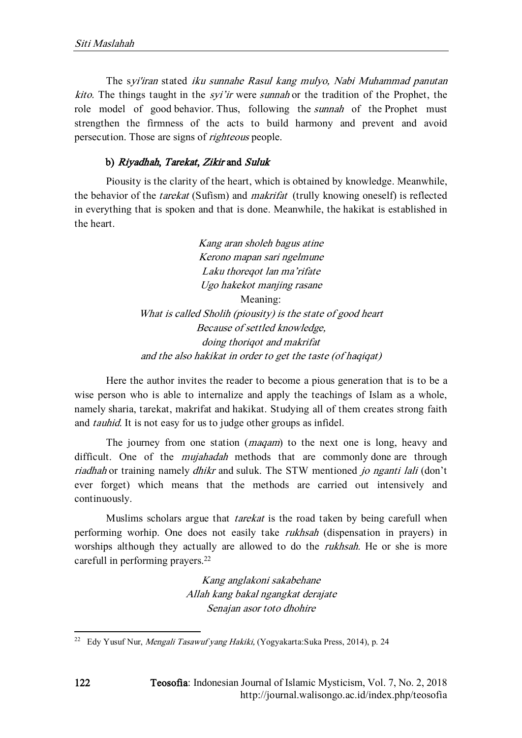The s*yi'iran* stated *iku sunnahe Rasul kang mulyo, Nabi Muhammad panutan kito*. The things taught in the *syi'ir* were *sunnah* or the tradition of the Prophet, the role model of good behavior. Thus, following the *sunnah* of the Prophet must strengthen the firmness of the acts to build harmony and prevent and avoid persecution. Those are signs of *righteous* people.

### b) *Riyadhah*, *Tarekat*, *Zikir* and *Suluk*

Piousity is the clarity of the heart, which is obtained by knowledge. Meanwhile, the behavior of the *tarekat* (Sufism) and *makrifat* (trully knowing oneself) is reflected in everything that is spoken and that is done. Meanwhile, the hakikat is established in the heart.

*Kang aran sholeh bagus atine*
*Kerono mapan sari ngelmune*
*Laku thoreqot lan ma'rifate*
*Ugo hakekot manjing rasane*
Meaning:
*What is called Sholih (piousity) is the state of good heart*
*Because of settled knowledge,*
*doing thoriqot and makrifat*
*and the also hakikat in order to get the taste (of haqiqat)*

Here the author invites the reader to become a pious generation that is to be a wise person who is able to internalize and apply the teachings of Islam as a whole, namely sharia, tarekat, makrifat and hakikat. Studying all of them creates strong faith and *tauhid*. It is not easy for us to judge other groups as infidel.

The journey from one station (*maqam*) to the next one is long, heavy and difficult. One of the *mujahadah* methods that are commonly done are through *riadhah* or training namely *dhikr* and suluk. The STW mentioned *jo nganti lali* (don't ever forget) which means that the methods are carried out intensively and continuously.

Muslims scholars argue that *tarekat* is the road taken by being carefull when performing worhip. One does not easily take *rukhsah* (dispensation in prayers) in worships although they actually are allowed to do the *rukhsah*. He or she is more carefull in performing prayers.[22]

*Kang anglakoni sakabehane*
*Allah kang bakal ngangkat derajate*
*Senajan asor toto dhohire*

[22] Edy Yusuf Nur, *Mengali Tasawuf yang Hakiki*, (Yogyakarta:Suka Press, 2014), p. 24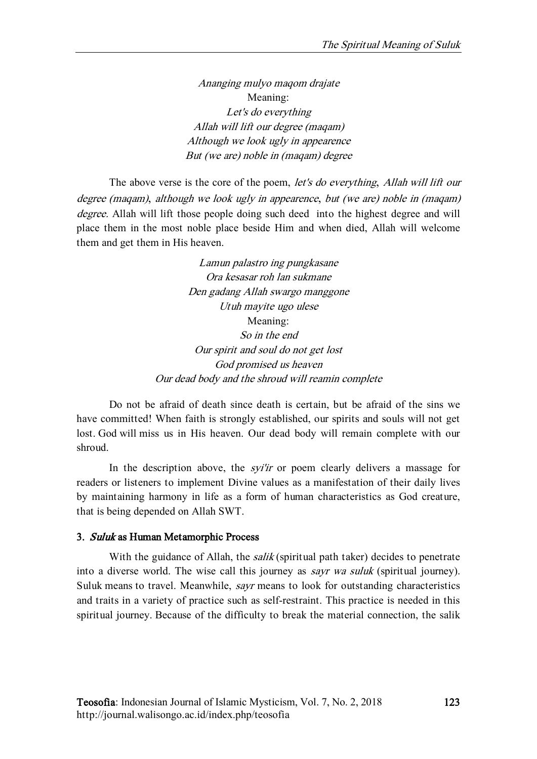*Ananging mulyo maqom drajate*
Meaning:
*Let's do everything*
*Allah will lift our degree (maqam)*
*Although we look ugly in appearence*
*But (we are) noble in (maqam) degree*

The above verse is the core of the poem, *let's do everything*, *Allah will lift our degree (maqam)*, *although we look ugly in appearence*, *but (we are) noble in (maqam) degree.* Allah will lift those people doing such deed into the highest degree and will place them in the most noble place beside Him and when died, Allah will welcome them and get them in His heaven.

*Lamun palastro ing pungkasane*
*Ora kesasar roh lan sukmane*
*Den gadang Allah swargo manggone*
*Utuh mayite ugo ulese*
Meaning:
*So in the end*
*Our spirit and soul do not get lost*
*God promised us heaven*
*Our dead body and the shroud will reamin complete*

Do not be afraid of death since death is certain, but be afraid of the sins we have committed! When faith is strongly established, our spirits and souls will not get lost. God will miss us in His heaven. Our dead body will remain complete with our shroud.

In the description above, the *syi'ir* or poem clearly delivers a massage for readers or listeners to implement Divine values as a manifestation of their daily lives by maintaining harmony in life as a form of human characteristics as God creature, that is being depended on Allah SWT.

### 3. *Suluk* as Human Metamorphic Process

With the guidance of Allah, the *salik* (spiritual path taker) decides to penetrate into a diverse world. The wise call this journey as *sayr wa suluk* (spiritual journey). Suluk means to travel. Meanwhile, *sayr* means to look for outstanding characteristics and traits in a variety of practice such as self-restraint. This practice is needed in this spiritual journey. Because of the difficulty to break the material connection, the salik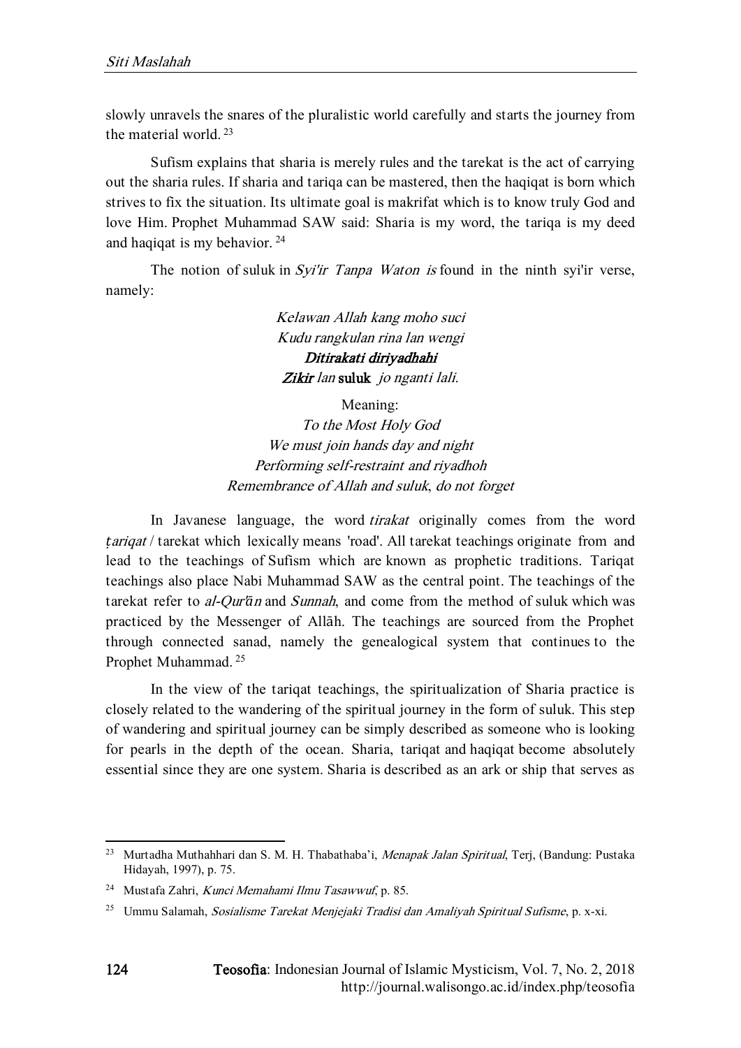slowly unravels the snares of the pluralistic world carefully and starts the journey from the material world. [23]

Sufism explains that sharia is merely rules and the tarekat is the act of carrying out the sharia rules. If sharia and tariqa can be mastered, then the haqiqat is born which strives to fix the situation. Its ultimate goal is makrifat which is to know truly God and love Him. Prophet Muhammad SAW said: Sharia is my word, the tariqa is my deed and haqiqat is my behavior. [24]

The notion of suluk in *Syi'ir Tanpa Waton is* found in the ninth syi'ir verse, namely:

> *Kelawan Allah kang moho suci*
> *Kudu rangkulan rina lan wengi*
> ***Ditirakati diriyadhahi***
> ***Zikir*** *lan* **suluk** *jo nganti lali.*
>
> Meaning:
> *To the Most Holy God*
> *We must join hands day and night*
> *Performing self-restraint and riyadhoh*
> *Remembrance of Allah and suluk, do not forget*

In Javanese language, the word *tirakat* originally comes from the word *ṭariqat* / tarekat which lexically means 'road'. All tarekat teachings originate from and lead to the teachings of Sufism which are known as prophetic traditions. Tariqat teachings also place Nabi Muhammad SAW as the central point. The teachings of the tarekat refer to *al-Qur'ān* and *Sunnah*, and come from the method of suluk which was practiced by the Messenger of Allāh. The teachings are sourced from the Prophet through connected sanad, namely the genealogical system that continues to the Prophet Muhammad. [25]

In the view of the tariqat teachings, the spiritualization of Sharia practice is closely related to the wandering of the spiritual journey in the form of suluk. This step of wandering and spiritual journey can be simply described as someone who is looking for pearls in the depth of the ocean. Sharia, tariqat and haqiqat become absolutely essential since they are one system. Sharia is described as an ark or ship that serves as

---

[23] Murtadha Muthahhari dan S. M. H. Thabathaba'i, *Menapak Jalan Spiritual*, Terj, (Bandung: Pustaka Hidayah, 1997), p. 75.

[24] Mustafa Zahri, *Kunci Memahami Ilmu Tasawwuf*, p. 85.

[25] Ummu Salamah, *Sosialisme Tarekat Menjejaki Tradisi dan Amaliyah Spiritual Sufisme*, p. x-xi.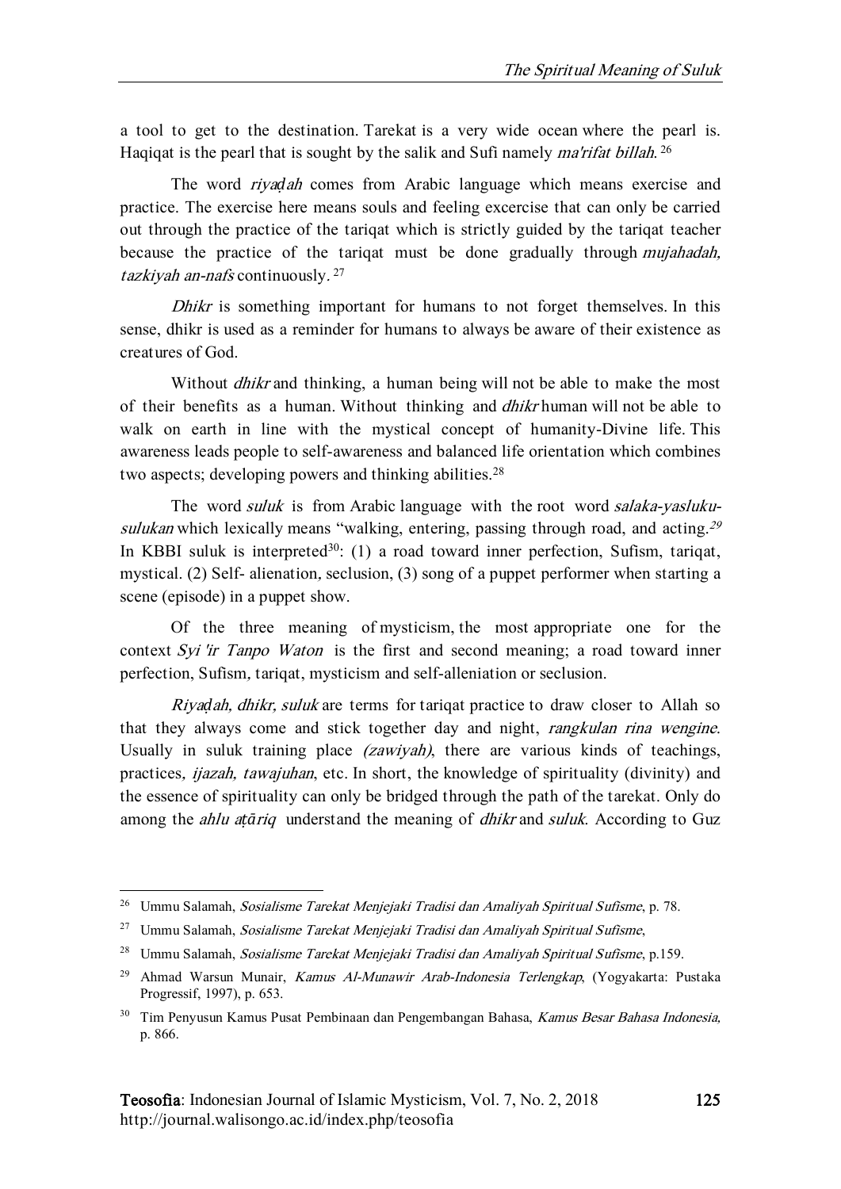a tool to get to the destination. Tarekat is a very wide ocean where the pearl is. Haqiqat is the pearl that is sought by the salik and Sufi namely *ma'rifat billah*.[26]

The word *riyaḍah* comes from Arabic language which means exercise and practice. The exercise here means souls and feeling excercise that can only be carried out through the practice of the tariqat which is strictly guided by the tariqat teacher because the practice of the tariqat must be done gradually through *mujahadah, tazkiyah an-nafs* continuously.[27]

*Dhikr* is something important for humans to not forget themselves. In this sense, dhikr is used as a reminder for humans to always be aware of their existence as creatures of God.

Without *dhikr* and thinking, a human being will not be able to make the most of their benefits as a human. Without thinking and *dhikr* human will not be able to walk on earth in line with the mystical concept of humanity-Divine life. This awareness leads people to self-awareness and balanced life orientation which combines two aspects; developing powers and thinking abilities.[28]

The word *suluk* is from Arabic language with the root word *salaka-yasluku-sulukan* which lexically means "walking, entering, passing through road, and acting.[29] In KBBI suluk is interpreted[30]: (1) a road toward inner perfection, Sufism, tariqat, mystical. (2) Self- alienation, seclusion, (3) song of a puppet performer when starting a scene (episode) in a puppet show.

Of the three meaning of mysticism, the most appropriate one for the context *Syi 'ir Tanpo Waton* is the first and second meaning; a road toward inner perfection, Sufism, tariqat, mysticism and self-alleniation or seclusion.

*Riyaḍah, dhikr, suluk* are terms for tariqat practice to draw closer to Allah so that they always come and stick together day and night, *rangkulan rina wengine*. Usually in suluk training place *(zawiyah)*, there are various kinds of teachings, practices, *ijazah, tawajuhan*, etc. In short, the knowledge of spirituality (divinity) and the essence of spirituality can only be bridged through the path of the tarekat. Only do among the *ahlu aṭāriq* understand the meaning of *dhikr* and *suluk*. According to Guz

---

[26] Ummu Salamah, *Sosialisme Tarekat Menjejaki Tradisi dan Amaliyah Spiritual Sufisme*, p. 78.

[27] Ummu Salamah, *Sosialisme Tarekat Menjejaki Tradisi dan Amaliyah Spiritual Sufisme*,

[28] Ummu Salamah, *Sosialisme Tarekat Menjejaki Tradisi dan Amaliyah Spiritual Sufisme*, p.159.

[29] Ahmad Warsun Munair, *Kamus Al-Munawir Arab-Indonesia Terlengkap*, (Yogyakarta: Pustaka Progressif, 1997), p. 653.

[30] Tim Penyusun Kamus Pusat Pembinaan dan Pengembangan Bahasa, *Kamus Besar Bahasa Indonesia*, p. 866.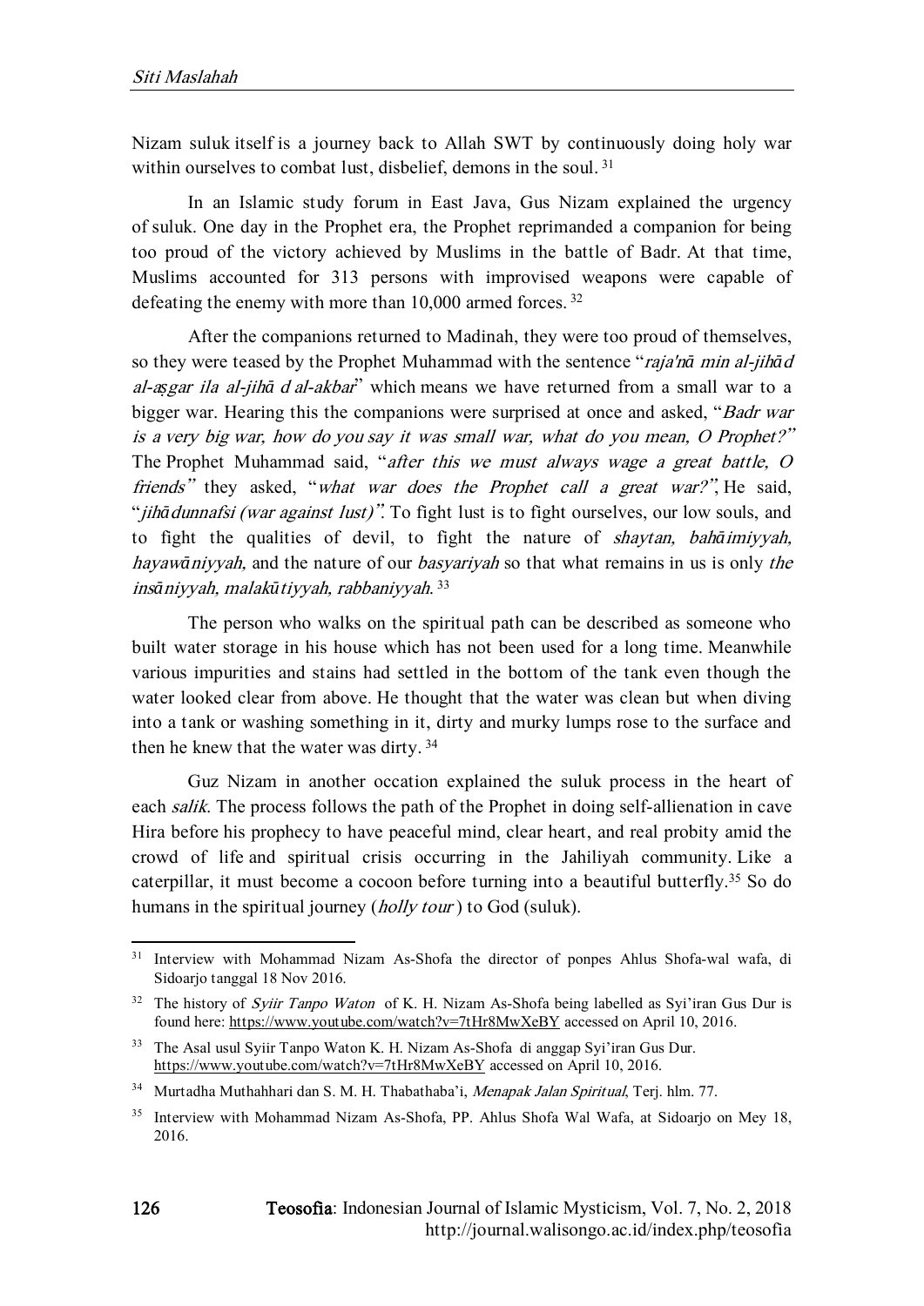Nizam suluk itself is a journey back to Allah SWT by continuously doing holy war within ourselves to combat lust, disbelief, demons in the soul. [31]

In an Islamic study forum in East Java, Gus Nizam explained the urgency of suluk. One day in the Prophet era, the Prophet reprimanded a companion for being too proud of the victory achieved by Muslims in the battle of Badr. At that time, Muslims accounted for 313 persons with improvised weapons were capable of defeating the enemy with more than 10,000 armed forces. [32]

After the companions returned to Madinah, they were too proud of themselves, so they were teased by the Prophet Muhammad with the sentence "*raja'nā min al-jihā d al-aṣgar ila al-jihā d al-akbar*" which means we have returned from a small war to a bigger war. Hearing this the companions were surprised at once and asked, "*Badr war is a very big war, how do you say it was small war, what do you mean, O Prophet?*" The Prophet Muhammad said, "*after this we must always wage a great battle, O friends*" they asked, "*what war does the Prophet call a great war?*", He said, "*jihādunnafsi (war against lust)*". To fight lust is to fight ourselves, our low souls, and to fight the qualities of devil, to fight the nature of *shaytan, bahāimiyyah, hayawāniyyah,* and the nature of our *basyariyah* so that what remains in us is only *the insāniyyah, malakūtiyyah, rabbaniyyah*. [33]

The person who walks on the spiritual path can be described as someone who built water storage in his house which has not been used for a long time. Meanwhile various impurities and stains had settled in the bottom of the tank even though the water looked clear from above. He thought that the water was clean but when diving into a tank or washing something in it, dirty and murky lumps rose to the surface and then he knew that the water was dirty. [34]

Guz Nizam in another occation explained the suluk process in the heart of each *salik*. The process follows the path of the Prophet in doing self-allienation in cave Hira before his prophecy to have peaceful mind, clear heart, and real probity amid the crowd of life and spiritual crisis occurring in the Jahiliyah community. Like a caterpillar, it must become a cocoon before turning into a beautiful butterfly.[35] So do humans in the spiritual journey (*holly tour*) to God (suluk).

---

[31] Interview with Mohammad Nizam As-Shofa the director of ponpes Ahlus Shofa-wal wafa, di Sidoarjo tanggal 18 Nov 2016.

[32] The history of *Syiir Tanpo Waton* of K. H. Nizam As-Shofa being labelled as Syi'iran Gus Dur is found here: https://www.youtube.com/watch?v=7tHr8MwXeBY accessed on April 10, 2016.

[33] The Asal usul Syiir Tanpo Waton K. H. Nizam As-Shofa di anggap Syi'iran Gus Dur. https://www.youtube.com/watch?v=7tHr8MwXeBY accessed on April 10, 2016.

[34] Murtadha Muthahhari dan S. M. H. Thabathaba'i, *Menapak Jalan Spiritual*, Terj. hlm. 77.

[35] Interview with Mohammad Nizam As-Shofa, PP. Ahlus Shofa Wal Wafa, at Sidoarjo on Mey 18, 2016.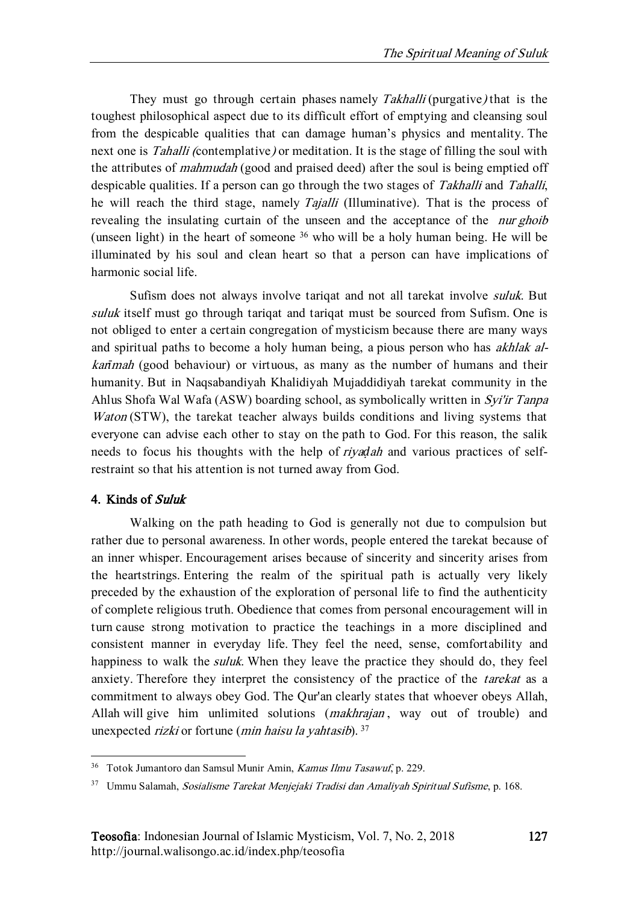They must go through certain phases namely *Takhalli* (purgative*)* that is the toughest philosophical aspect due to its difficult effort of emptying and cleansing soul from the despicable qualities that can damage human's physics and mentality. The next one is *Tahalli (*contemplative*)* or meditation. It is the stage of filling the soul with the attributes of *mahmudah* (good and praised deed) after the soul is being emptied off despicable qualities. If a person can go through the two stages of *Takhalli* and *Tahalli*, he will reach the third stage, namely *Tajalli* (Illuminative). That is the process of revealing the insulating curtain of the unseen and the acceptance of the *nur ghoib* (unseen light) in the heart of someone [36] who will be a holy human being. He will be illuminated by his soul and clean heart so that a person can have implications of harmonic social life.

Sufism does not always involve tariqat and not all tarekat involve *suluk*. But *suluk* itself must go through tariqat and tariqat must be sourced from Sufism. One is not obliged to enter a certain congregation of mysticism because there are many ways and spiritual paths to become a holy human being, a pious person who has *akhlak al-karīmah* (good behaviour) or virtuous, as many as the number of humans and their humanity. But in Naqsabandiyah Khalidiyah Mujaddidiyah tarekat community in the Ahlus Shofa Wal Wafa (ASW) boarding school, as symbolically written in *Syi'ir Tanpa Waton* (STW), the tarekat teacher always builds conditions and living systems that everyone can advise each other to stay on the path to God. For this reason, the salik needs to focus his thoughts with the help of *riyaḍah* and various practices of self-restraint so that his attention is not turned away from God.

#### 4. Kinds of *Suluk*

Walking on the path heading to God is generally not due to compulsion but rather due to personal awareness. In other words, people entered the tarekat because of an inner whisper. Encouragement arises because of sincerity and sincerity arises from the heartstrings. Entering the realm of the spiritual path is actually very likely preceded by the exhaustion of the exploration of personal life to find the authenticity of complete religious truth. Obedience that comes from personal encouragement will in turn cause strong motivation to practice the teachings in a more disciplined and consistent manner in everyday life. They feel the need, sense, comfortability and happiness to walk the *suluk*. When they leave the practice they should do, they feel anxiety. Therefore they interpret the consistency of the practice of the *tarekat* as a commitment to always obey God. The Qur'an clearly states that whoever obeys Allah, Allah will give him unlimited solutions (*makhrajan*, way out of trouble) and unexpected *rizki* or fortune (*min haisu la yahtasib*). [37]

---

[36] Totok Jumantoro dan Samsul Munir Amin, *Kamus Ilmu Tasawuf*, p. 229.

[37] Ummu Salamah, *Sosialisme Tarekat Menjejaki Tradisi dan Amaliyah Spiritual Sufisme*, p. 168.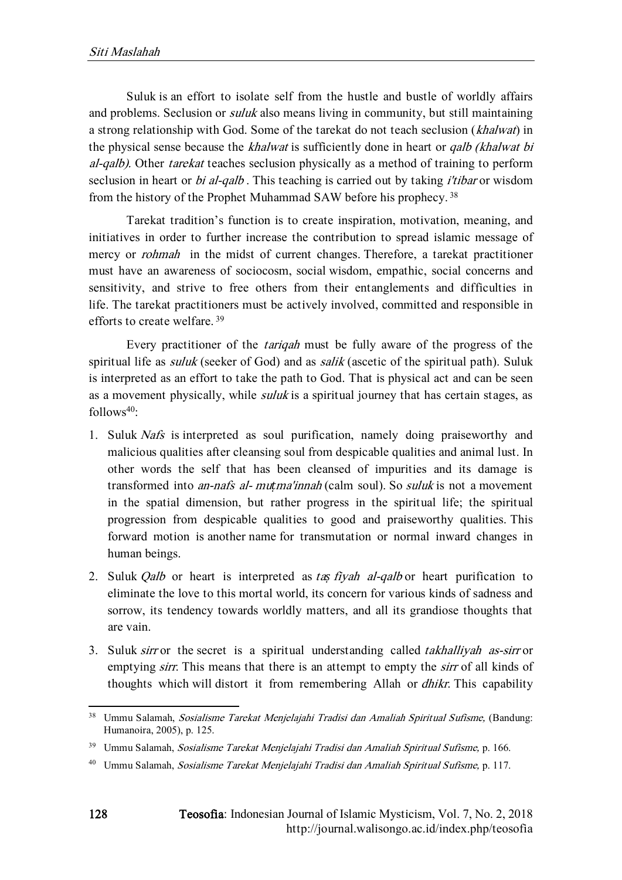Suluk is an effort to isolate self from the hustle and bustle of worldly affairs and problems. Seclusion or *suluk* also means living in community, but still maintaining a strong relationship with God. Some of the tarekat do not teach seclusion (*khalwat*) in the physical sense because the *khalwat* is sufficiently done in heart or *qalb (khalwat bi al-qalb).* Other *tarekat* teaches seclusion physically as a method of training to perform seclusion in heart or *bi al-qalb* . This teaching is carried out by taking *i'tibar* or wisdom from the history of the Prophet Muhammad SAW before his prophecy. [38]

Tarekat tradition's function is to create inspiration, motivation, meaning, and initiatives in order to further increase the contribution to spread islamic message of mercy or *rohmah* in the midst of current changes. Therefore, a tarekat practitioner must have an awareness of sociocosm, social wisdom, empathic, social concerns and sensitivity, and strive to free others from their entanglements and difficulties in life. The tarekat practitioners must be actively involved, committed and responsible in efforts to create welfare. [39]

Every practitioner of the *tariqah* must be fully aware of the progress of the spiritual life as *suluk* (seeker of God) and as *salik* (ascetic of the spiritual path). Suluk is interpreted as an effort to take the path to God. That is physical act and can be seen as a movement physically, while *suluk* is a spiritual journey that has certain stages, as follows[40]:

1. Suluk *Nafs* is interpreted as soul purification, namely doing praiseworthy and malicious qualities after cleansing soul from despicable qualities and animal lust. In other words the self that has been cleansed of impurities and its damage is transformed into *an-nafs al- muṭma'innah* (calm soul). So *suluk* is not a movement in the spatial dimension, but rather progress in the spiritual life; the spiritual progression from despicable qualities to good and praiseworthy qualities. This forward motion is another name for transmutation or normal inward changes in human beings.
2. Suluk *Qalb* or heart is interpreted as *taṣ fiyah al-qalb* or heart purification to eliminate the love to this mortal world, its concern for various kinds of sadness and sorrow, its tendency towards worldly matters, and all its grandiose thoughts that are vain.
3. Suluk *sirr* or the secret is a spiritual understanding called *takhalliyah as-sirr* or emptying *sirr*. This means that there is an attempt to empty the *sirr* of all kinds of thoughts which will distort it from remembering Allah or *dhikr*. This capability

---

[38] Ummu Salamah, *Sosialisme Tarekat Menjelajahi Tradisi dan Amaliah Spiritual Sufisme,* (Bandung: Humanoira, 2005), p. 125.

[39] Ummu Salamah, *Sosialisme Tarekat Menjelajahi Tradisi dan Amaliah Spiritual Sufisme,* p. 166.

[40] Ummu Salamah, *Sosialisme Tarekat Menjelajahi Tradisi dan Amaliah Spiritual Sufisme,* p. 117.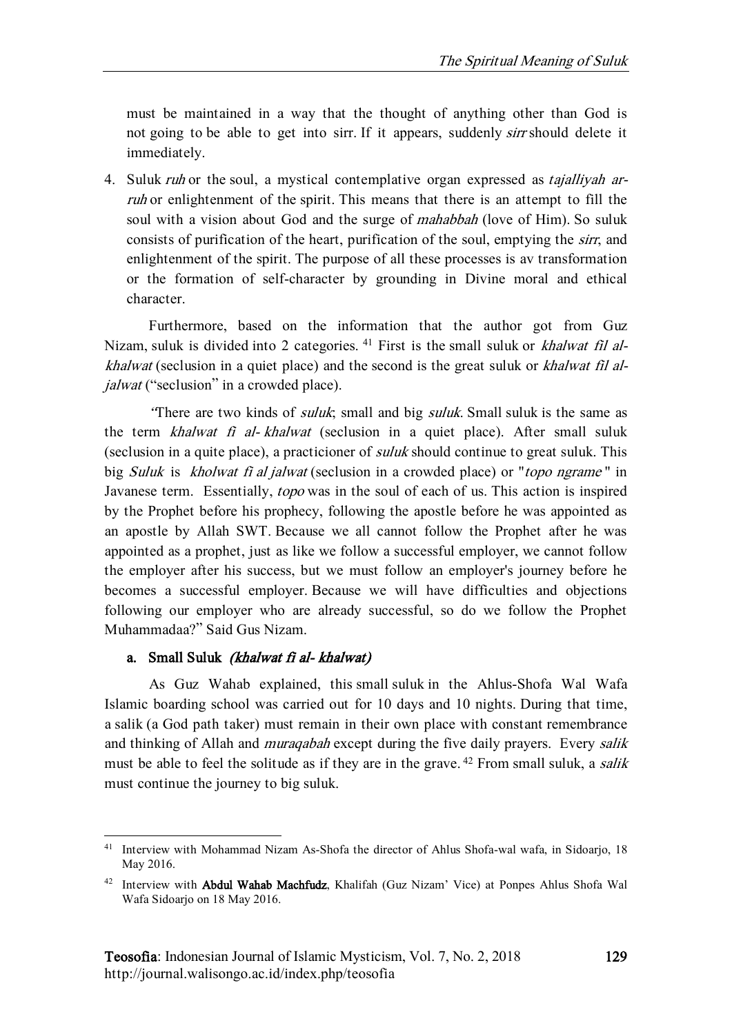must be maintained in a way that the thought of anything other than God is not going to be able to get into sirr. If it appears, suddenly *sirr* should delete it immediately.

4. Suluk *ruh* or the soul, a mystical contemplative organ expressed as *tajalliyah ar-ruh* or enlightenment of the spirit. This means that there is an attempt to fill the soul with a vision about God and the surge of *mahabbah* (love of Him). So suluk consists of purification of the heart, purification of the soul, emptying the *sirr*, and enlightenment of the spirit. The purpose of all these processes is av transformation or the formation of self-character by grounding in Divine moral and ethical character.

Furthermore, based on the information that the author got from Guz Nizam, suluk is divided into 2 categories. [41] First is the small suluk or *khalwat fil al-khalwat* (seclusion in a quiet place) and the second is the great suluk or *khalwat fil al-jalwat* ("seclusion" in a crowded place).

"There are two kinds of *suluk*; small and big *suluk*. Small suluk is the same as the term *khalwat fi al- khalwat* (seclusion in a quiet place). After small suluk (seclusion in a quite place), a practicioner of *suluk* should continue to great suluk. This big *Suluk* is *kholwat fi al jalwat* (seclusion in a crowded place) or "*topo ngrame* " in Javanese term. Essentially, *topo* was in the soul of each of us. This action is inspired by the Prophet before his prophecy, following the apostle before he was appointed as an apostle by Allah SWT. Because we all cannot follow the Prophet after he was appointed as a prophet, just as like we follow a successful employer, we cannot follow the employer after his success, but we must follow an employer's journey before he becomes a successful employer. Because we will have difficulties and objections following our employer who are already successful, so do we follow the Prophet Muhammadaa?" Said Gus Nizam.

### a. Small Suluk *(khalwat fi al- khalwat)*

As Guz Wahab explained, this small suluk in the Ahlus-Shofa Wal Wafa Islamic boarding school was carried out for 10 days and 10 nights. During that time, a salik (a God path taker) must remain in their own place with constant remembrance and thinking of Allah and *muraqabah* except during the five daily prayers. Every *salik* must be able to feel the solitude as if they are in the grave. [42] From small suluk, a *salik* must continue the journey to big suluk.

---

[41] Interview with Mohammad Nizam As-Shofa the director of Ahlus Shofa-wal wafa, in Sidoarjo, 18 May 2016.

[42] Interview with **Abdul Wahab Machfudz**, Khalifah (Guz Nizam' Vice) at Ponpes Ahlus Shofa Wal Wafa Sidoarjo on 18 May 2016.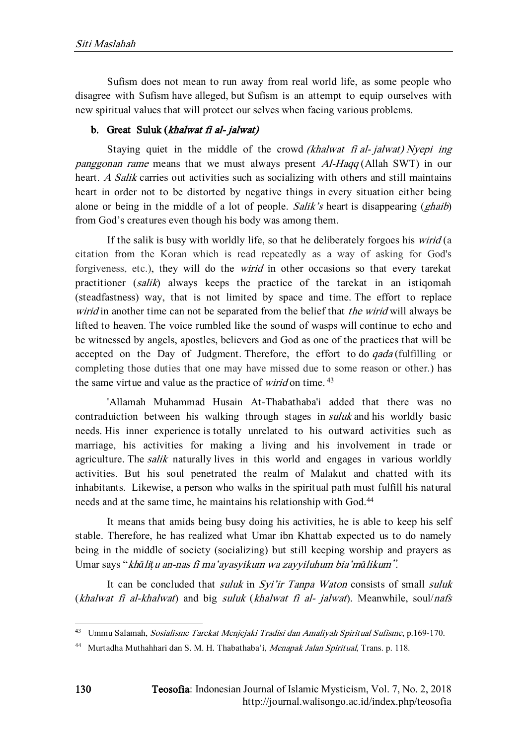Sufism does not mean to run away from real world life, as some people who disagree with Sufism have alleged, but Sufism is an attempt to equip ourselves with new spiritual values that will protect our selves when facing various problems.

### b. Great Suluk (*khalwat fi al- jalwat)*

Staying quiet in the middle of the crowd *(khalwat fi al- jalwat) Nyepi ing panggonan rame* means that we must always present *Al-Haqq* (Allah SWT) in our heart. *A Salik* carries out activities such as socializing with others and still maintains heart in order not to be distorted by negative things in every situation either being alone or being in the middle of a lot of people. *Salik's* heart is disappearing (*ghaib*) from God's creatures even though his body was among them.

If the salik is busy with worldly life, so that he deliberately forgoes his *wirid* (a citation from the Koran which is read repeatedly as a way of asking for God's forgiveness, etc.), they will do the *wirid* in other occasions so that every tarekat practitioner (*salik*) always keeps the practice of the tarekat in an istiqomah (steadfastness) way, that is not limited by space and time. The effort to replace *wirid* in another time can not be separated from the belief that *the wirid* will always be lifted to heaven. The voice rumbled like the sound of wasps will continue to echo and be witnessed by angels, apostles, believers and God as one of the practices that will be accepted on the Day of Judgment. Therefore, the effort to do *qada* (fulfilling or completing those duties that one may have missed due to some reason or other.) has the same virtue and value as the practice of *wirid* on time. [43]

'Allamah Muhammad Husain At-Thabathaba'i added that there was no contraduiction between his walking through stages in *suluk* and his worldly basic needs. His inner experience is totally unrelated to his outward activities such as marriage, his activities for making a living and his involvement in trade or agriculture. The *salik* naturally lives in this world and engages in various worldly activities. But his soul penetrated the realm of Malakut and chatted with its inhabitants. Likewise, a person who walks in the spiritual path must fulfill his natural needs and at the same time, he maintains his relationship with God.[44]

It means that amids being busy doing his activities, he is able to keep his self stable. Therefore, he has realized what Umar ibn Khattab expected us to do namely being in the middle of society (socializing) but still keeping worship and prayers as Umar says "*khāliṭu an-nas fi ma'ayasyikum wa zayyiluhum bia'mālikum*".

It can be concluded that *suluk* in *Syi'ir Tanpa Waton* consists of small *suluk* (*khalwat fi al-khalwat*) and big *suluk* (*khalwat fi al- jalwat*). Meanwhile, soul/*nafs*

---

[43] Ummu Salamah, *Sosialisme Tarekat Menjejaki Tradisi dan Amaliyah Spiritual Sufisme*, p.169-170.

[44] Murtadha Muthahhari dan S. M. H. Thabathaba'i, *Menapak Jalan Spiritual*, Trans. p. 118.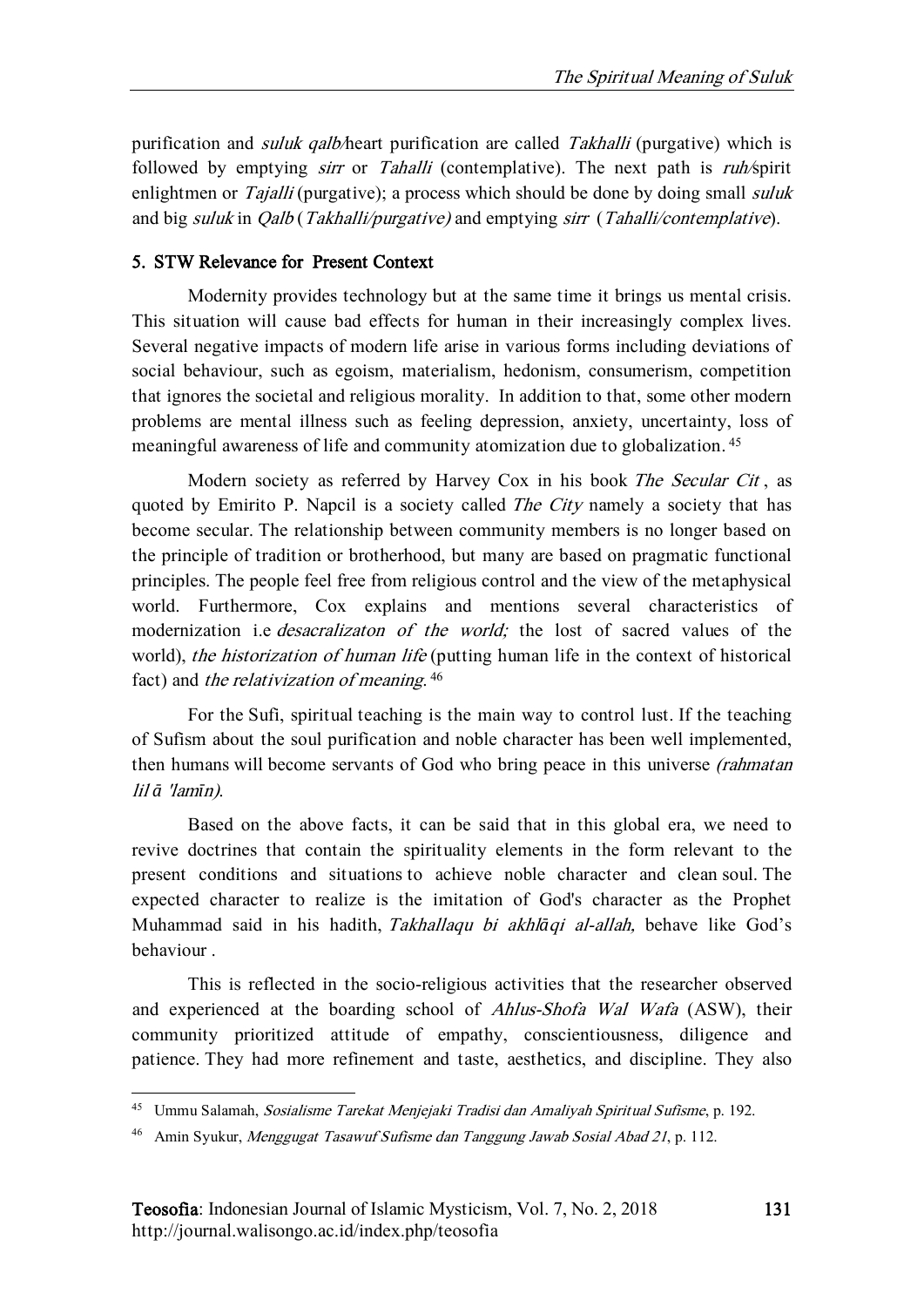purification and *suluk qalb*/heart purification are called *Takhalli* (purgative) which is followed by emptying *sirr* or *Tahalli* (contemplative). The next path is *ruh*/spirit enlightmen or *Tajalli* (purgative); a process which should be done by doing small *suluk* and big *suluk* in *Qalb* (*Takhalli/purgative)* and emptying *sirr* (*Tahalli/contemplative*).

## 5. STW Relevance for Present Context

Modernity provides technology but at the same time it brings us mental crisis. This situation will cause bad effects for human in their increasingly complex lives. Several negative impacts of modern life arise in various forms including deviations of social behaviour, such as egoism, materialism, hedonism, consumerism, competition that ignores the societal and religious morality. In addition to that, some other modern problems are mental illness such as feeling depression, anxiety, uncertainty, loss of meaningful awareness of life and community atomization due to globalization.[45]

Modern society as referred by Harvey Cox in his book *The Secular Cit* , as quoted by Emirito P. Napcil is a society called *The City* namely a society that has become secular. The relationship between community members is no longer based on the principle of tradition or brotherhood, but many are based on pragmatic functional principles. The people feel free from religious control and the view of the metaphysical world. Furthermore, Cox explains and mentions several characteristics of modernization i.e *desacralizaton of the world;* the lost of sacred values of the world), *the historization of human life* (putting human life in the context of historical fact) and *the relativization of meaning*.[46]

For the Sufi, spiritual teaching is the main way to control lust. If the teaching of Sufism about the soul purification and noble character has been well implemented, then humans will become servants of God who bring peace in this universe *(rahmatan lil ā 'lamīn)*.

Based on the above facts, it can be said that in this global era, we need to revive doctrines that contain the spirituality elements in the form relevant to the present conditions and situations to achieve noble character and clean soul. The expected character to realize is the imitation of God's character as the Prophet Muhammad said in his hadith, *Takhallaqu bi akhlāqi al-allah,* behave like God's behaviour .

This is reflected in the socio-religious activities that the researcher observed and experienced at the boarding school of *Ahlus-Shofa Wal Wafa* (ASW), their community prioritized attitude of empathy, conscientiousness, diligence and patience. They had more refinement and taste, aesthetics, and discipline. They also

---

[45] Ummu Salamah, *Sosialisme Tarekat Menjejaki Tradisi dan Amaliyah Spiritual Sufisme*, p. 192.

[46] Amin Syukur, *Menggugat Tasawuf Sufisme dan Tanggung Jawab Sosial Abad 21*, p. 112.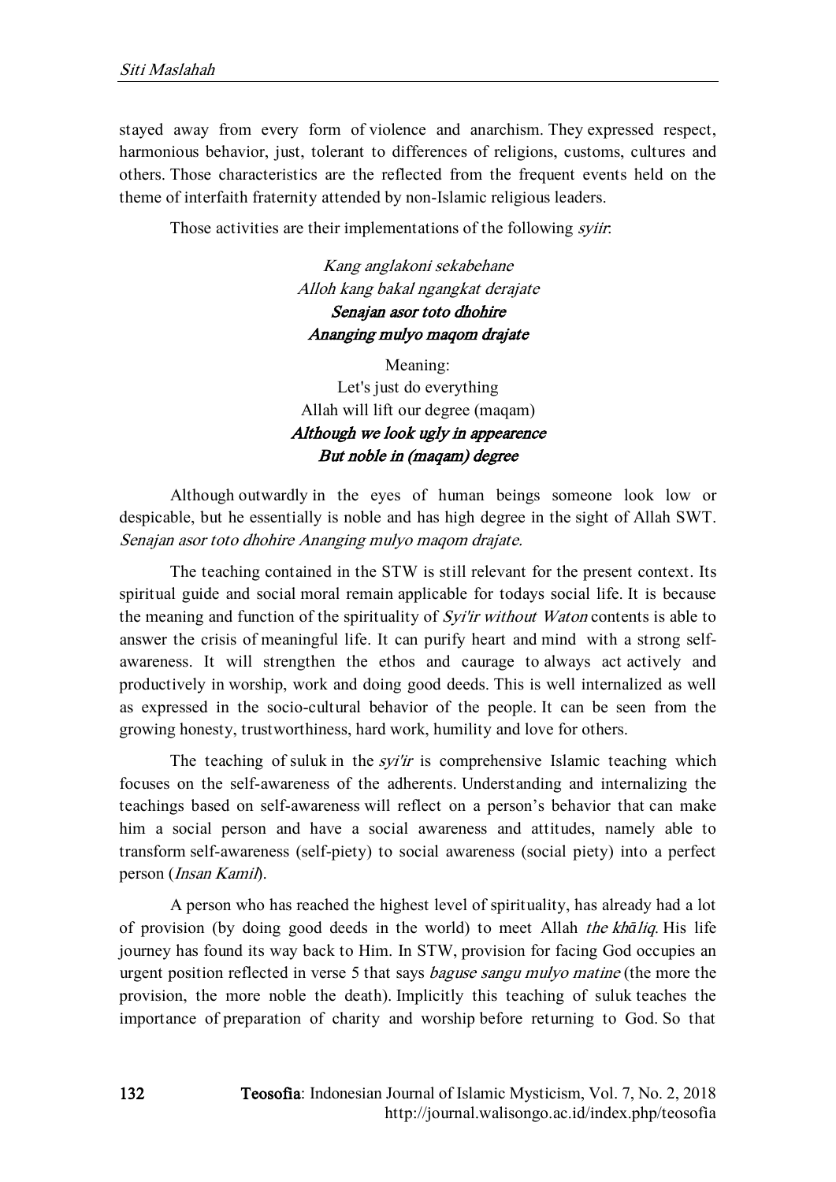stayed away from every form of violence and anarchism. They expressed respect, harmonious behavior, just, tolerant to differences of religions, customs, cultures and others. Those characteristics are the reflected from the frequent events held on the theme of interfaith fraternity attended by non-Islamic religious leaders.

Those activities are their implementations of the following *syiir*:

> *Kang anglakoni sekabehane*
> *Alloh kang bakal ngangkat derajate*
> ***Senajan asor toto dhohire***
> ***Ananging mulyo maqom drajate***
>
> Meaning:
> Let's just do everything
> Allah will lift our degree (maqam)
> ***Although we look ugly in appearence***
> ***But noble in (maqam) degree***

Although outwardly in the eyes of human beings someone look low or despicable, but he essentially is noble and has high degree in the sight of Allah SWT. *Senajan asor toto dhohire Ananging mulyo maqom drajate.*

The teaching contained in the STW is still relevant for the present context. Its spiritual guide and social moral remain applicable for todays social life. It is because the meaning and function of the spirituality of *Syi'ir without Waton* contents is able to answer the crisis of meaningful life. It can purify heart and mind with a strong self-awareness. It will strengthen the ethos and caurage to always act actively and productively in worship, work and doing good deeds. This is well internalized as well as expressed in the socio-cultural behavior of the people. It can be seen from the growing honesty, trustworthiness, hard work, humility and love for others.

The teaching of suluk in the *syi'ir* is comprehensive Islamic teaching which focuses on the self-awareness of the adherents. Understanding and internalizing the teachings based on self-awareness will reflect on a person's behavior that can make him a social person and have a social awareness and attitudes, namely able to transform self-awareness (self-piety) to social awareness (social piety) into a perfect person (*Insan Kamil*).

A person who has reached the highest level of spirituality, has already had a lot of provision (by doing good deeds in the world) to meet Allah *the khāliq*. His life journey has found its way back to Him. In STW, provision for facing God occupies an urgent position reflected in verse 5 that says *baguse sangu mulyo matine* (the more the provision, the more noble the death). Implicitly this teaching of suluk teaches the importance of preparation of charity and worship before returning to God. So that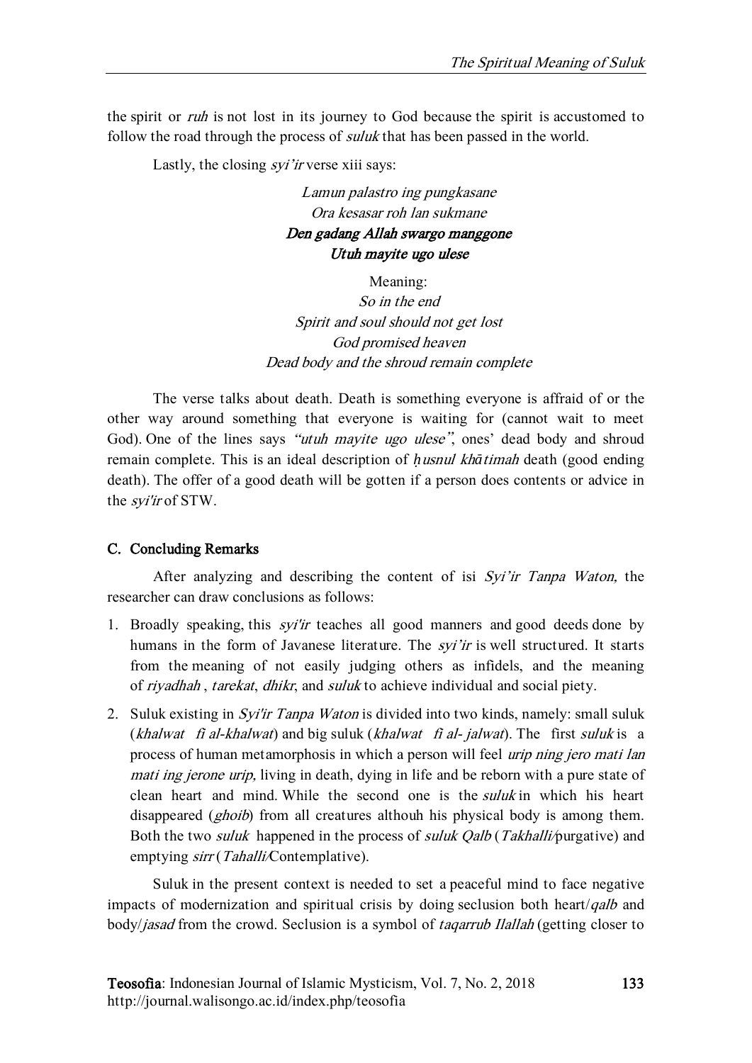the spirit or *ruh* is not lost in its journey to God because the spirit is accustomed to follow the road through the process of *suluk* that has been passed in the world.

Lastly, the closing *syi'ir* verse xiii says:

*Lamun palastro ing pungkasane*
*Ora kesasar roh lan sukmane*
***Den gadang Allah swargo manggone***
***Utuh mayite ugo ulese***

Meaning:
*So in the end*
*Spirit and soul should not get lost*
*God promised heaven*
*Dead body and the shroud remain complete*

The verse talks about death. Death is something everyone is affraid of or the other way around something that everyone is waiting for (cannot wait to meet God). One of the lines says *"utuh mayite ugo ulese"*, ones' dead body and shroud remain complete. This is an ideal description of *ḥusnul khātimah* death (good ending death). The offer of a good death will be gotten if a person does contents or advice in the *syi'ir* of STW.

## C. Concluding Remarks

After analyzing and describing the content of isi *Syi'ir Tanpa Waton,* the researcher can draw conclusions as follows:

1. Broadly speaking, this *syi'ir* teaches all good manners and good deeds done by humans in the form of Javanese literature. The *syi'ir* is well structured. It starts from the meaning of not easily judging others as infidels, and the meaning of *riyadhah* , *tarekat*, *dhikr*, and *suluk* to achieve individual and social piety.
2. Suluk existing in *Syi'ir Tanpa Waton* is divided into two kinds, namely: small suluk (*khalwat fi al-khalwat*) and big suluk (*khalwat fi al- jalwat*). The first *suluk* is a process of human metamorphosis in which a person will feel *urip ning jero mati lan mati ing jerone urip,* living in death, dying in life and be reborn with a pure state of clean heart and mind. While the second one is the *suluk* in which his heart disappeared (*ghoib*) from all creatures althouh his physical body is among them. Both the two *suluk* happened in the process of *suluk Qalb* (*Takhalli*/purgative) and emptying *sirr* (*Tahalli*/Contemplative).

Suluk in the present context is needed to set a peaceful mind to face negative impacts of modernization and spiritual crisis by doing seclusion both heart/*qalb* and body/*jasad* from the crowd. Seclusion is a symbol of *taqarrub Ilallah* (getting closer to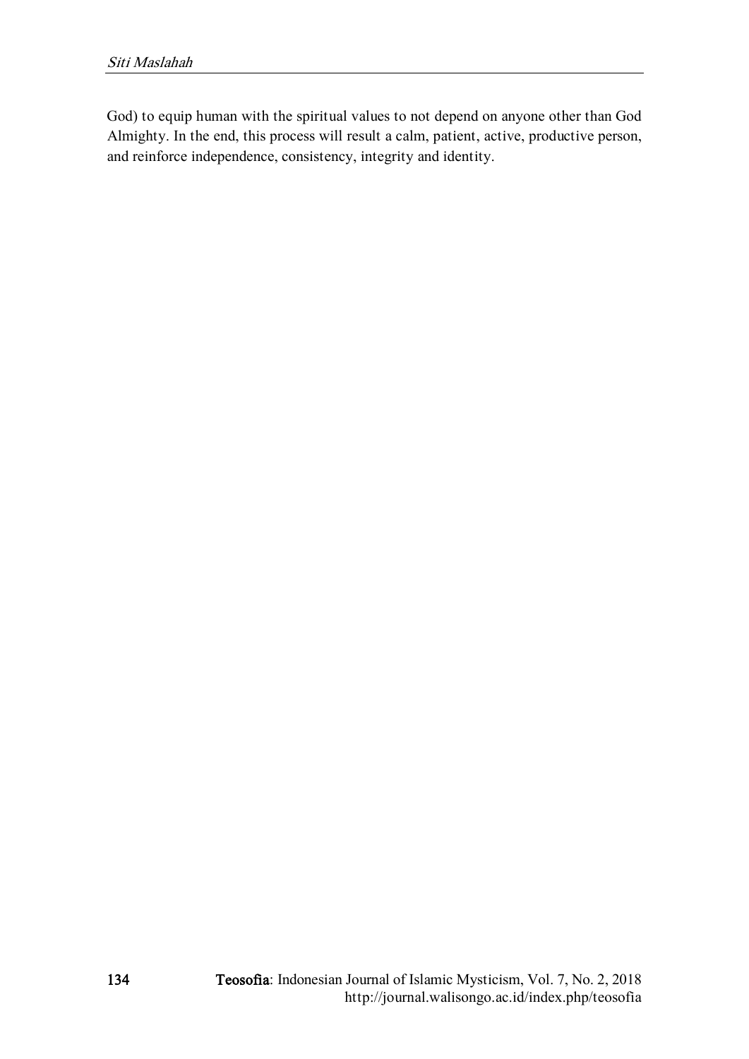God) to equip human with the spiritual values to not depend on anyone other than God Almighty. In the end, this process will result a calm, patient, active, productive person, and reinforce independence, consistency, integrity and identity.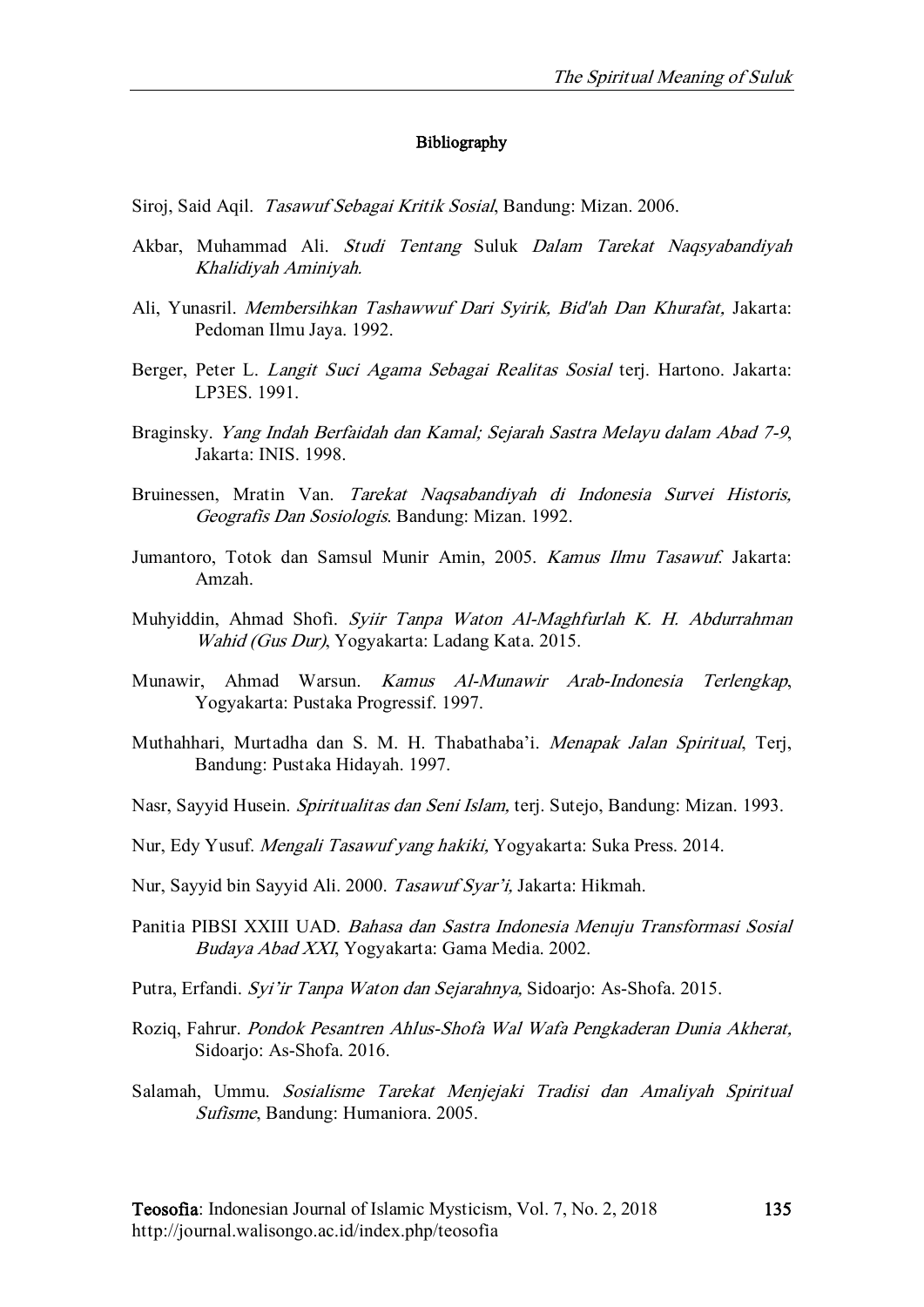## Bibliography

Siroj, Said Aqil. *Tasawuf Sebagai Kritik Sosial*, Bandung: Mizan. 2006.

Akbar, Muhammad Ali. *Studi Tentang* Suluk *Dalam Tarekat Naqsyabandiyah Khalidiyah Aminiyah.*

Ali, Yunasril. *Membersihkan Tashawwuf Dari Syirik, Bid'ah Dan Khurafat,* Jakarta: Pedoman Ilmu Jaya. 1992.

Berger, Peter L. *Langit Suci Agama Sebagai Realitas Sosial* terj. Hartono. Jakarta: LP3ES. 1991.

Braginsky. *Yang Indah Berfaidah dan Kamal; Sejarah Sastra Melayu dalam Abad 7-9*, Jakarta: INIS. 1998.

Bruinessen, Mratin Van. *Tarekat Naqsabandiyah di Indonesia Survei Historis, Geografis Dan Sosiologis*. Bandung: Mizan. 1992.

Jumantoro, Totok dan Samsul Munir Amin, 2005. *Kamus Ilmu Tasawuf.* Jakarta: Amzah.

Muhyiddin, Ahmad Shofi. *Syiir Tanpa Waton Al-Maghfurlah K. H. Abdurrahman Wahid (Gus Dur)*, Yogyakarta: Ladang Kata. 2015.

Munawir, Ahmad Warsun. *Kamus Al-Munawir Arab-Indonesia Terlengkap*, Yogyakarta: Pustaka Progressif. 1997.

Muthahhari, Murtadha dan S. M. H. Thabathaba'i. *Menapak Jalan Spiritual*, Terj, Bandung: Pustaka Hidayah. 1997.

Nasr, Sayyid Husein. *Spiritualitas dan Seni Islam,* terj. Sutejo, Bandung: Mizan. 1993.

Nur, Edy Yusuf. *Mengali Tasawuf yang hakiki,* Yogyakarta: Suka Press. 2014.

Nur, Sayyid bin Sayyid Ali. 2000. *Tasawuf Syar'i,* Jakarta: Hikmah.

Panitia PIBSI XXIII UAD. *Bahasa dan Sastra Indonesia Menuju Transformasi Sosial Budaya Abad XXI*, Yogyakarta: Gama Media. 2002.

Putra, Erfandi. *Syi'ir Tanpa Waton dan Sejarahnya,* Sidoarjo: As-Shofa. 2015.

Roziq, Fahrur. *Pondok Pesantren Ahlus-Shofa Wal Wafa Pengkaderan Dunia Akherat,* Sidoarjo: As-Shofa. 2016.

Salamah, Ummu. *Sosialisme Tarekat Menjejaki Tradisi dan Amaliyah Spiritual Sufisme*, Bandung: Humaniora. 2005.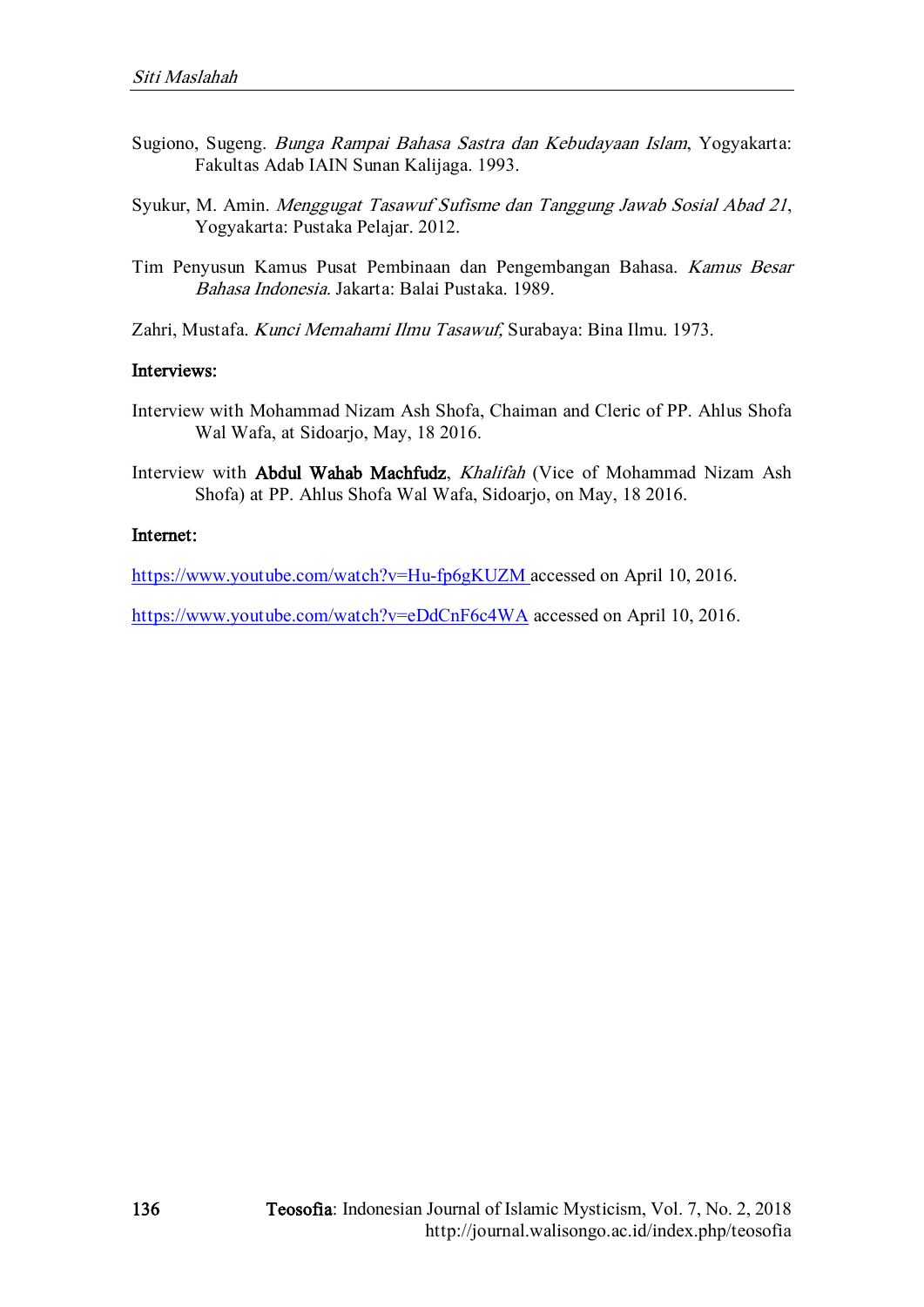Sugiono, Sugeng. *Bunga Rampai Bahasa Sastra dan Kebudayaan Islam*, Yogyakarta: Fakultas Adab IAIN Sunan Kalijaga. 1993.

Syukur, M. Amin. *Menggugat Tasawuf Sufisme dan Tanggung Jawab Sosial Abad 21*, Yogyakarta: Pustaka Pelajar. 2012.

Tim Penyusun Kamus Pusat Pembinaan dan Pengembangan Bahasa. *Kamus Besar Bahasa Indonesia.* Jakarta: Balai Pustaka. 1989.

Zahri, Mustafa. *Kunci Memahami Ilmu Tasawuf,* Surabaya: Bina Ilmu. 1973.

**Interviews:**

Interview with Mohammad Nizam Ash Shofa, Chaiman and Cleric of PP. Ahlus Shofa Wal Wafa, at Sidoarjo, May, 18 2016.

Interview with **Abdul Wahab Machfudz**, *Khalifah* (Vice of Mohammad Nizam Ash Shofa) at PP. Ahlus Shofa Wal Wafa, Sidoarjo, on May, 18 2016.

**Internet:**

https://www.youtube.com/watch?v=Hu-fp6gKUZM accessed on April 10, 2016.

https://www.youtube.com/watch?v=eDdCnF6c4WA accessed on April 10, 2016.